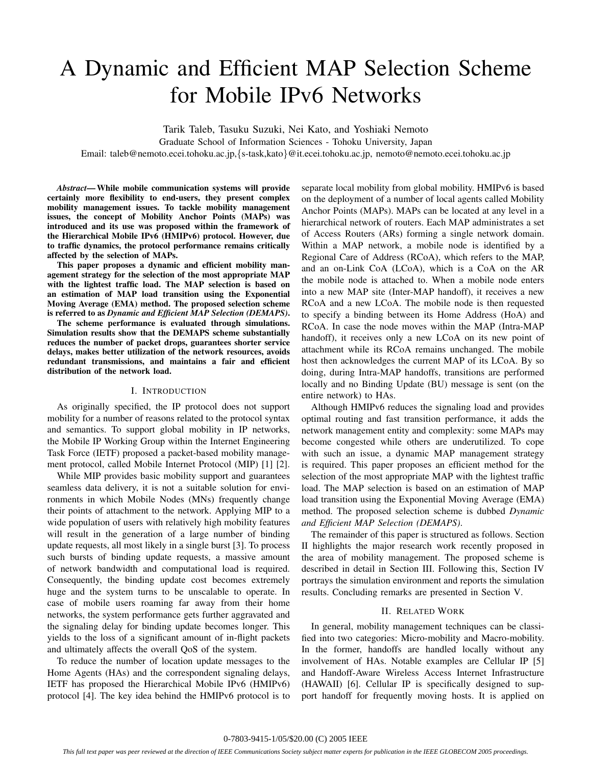# A Dynamic and Efficient MAP Selection Scheme for Mobile IPv6 Networks

Tarik Taleb, Tasuku Suzuki, Nei Kato, and Yoshiaki Nemoto

Graduate School of Information Sciences - Tohoku University, Japan

Email: taleb@nemoto.ecei.tohoku.ac.jp, {s-task,kato}@it.ecei.tohoku.ac.jp, nemoto@nemoto.ecei.tohoku.ac.jp

***Abstract*— While mobile communication systems will provide certainly more flexibility to end-users, they present complex mobility management issues. To tackle mobility management issues, the concept of Mobility Anchor Points (MAPs) was introduced and its use was proposed within the framework of the Hierarchical Mobile IPv6 (HMIPv6) protocol. However, due to traffic dynamics, the protocol performance remains critically affected by the selection of MAPs.**

**This paper proposes a dynamic and efficient mobility management strategy for the selection of the most appropriate MAP with the lightest traffic load. The MAP selection is based on an estimation of MAP load transition using the Exponential Moving Average (EMA) method. The proposed selection scheme is referred to as *Dynamic and Efficient MAP Selection (DEMAPS)*.**

**The scheme performance is evaluated through simulations. Simulation results show that the DEMAPS scheme substantially reduces the number of packet drops, guarantees shorter service delays, makes better utilization of the network resources, avoids redundant transmissions, and maintains a fair and efficient distribution of the network load.**

## I. Introduction

As originally specified, the IP protocol does not support mobility for a number of reasons related to the protocol syntax and semantics. To support global mobility in IP networks, the Mobile IP Working Group within the Internet Engineering Task Force (IETF) proposed a packet-based mobility management protocol, called Mobile Internet Protocol (MIP) [1] [2].

While MIP provides basic mobility support and guarantees seamless data delivery, it is not a suitable solution for environments in which Mobile Nodes (MNs) frequently change their points of attachment to the network. Applying MIP to a wide population of users with relatively high mobility features will result in the generation of a large number of binding update requests, all most likely in a single burst [3]. To process such bursts of binding update requests, a massive amount of network bandwidth and computational load is required. Consequently, the binding update cost becomes extremely huge and the system turns to be unscalable to operate. In case of mobile users roaming far away from their home networks, the system performance gets further aggravated and the signaling delay for binding update becomes longer. This yields to the loss of a significant amount of in-flight packets and ultimately affects the overall QoS of the system.

To reduce the number of location update messages to the Home Agents (HAs) and the correspondent signaling delays, IETF has proposed the Hierarchical Mobile IPv6 (HMIPv6) protocol [4]. The key idea behind the HMIPv6 protocol is to separate local mobility from global mobility. HMIPv6 is based on the deployment of a number of local agents called Mobility Anchor Points (MAPs). MAPs can be located at any level in a hierarchical network of routers. Each MAP administrates a set of Access Routers (ARs) forming a single network domain. Within a MAP network, a mobile node is identified by a Regional Care of Address (RCoA), which refers to the MAP, and an on-Link CoA (LCoA), which is a CoA on the AR the mobile node is attached to. When a mobile node enters into a new MAP site (Inter-MAP handoff), it receives a new RCoA and a new LCoA. The mobile node is then requested to specify a binding between its Home Address (HoA) and RCoA. In case the node moves within the MAP (Intra-MAP handoff), it receives only a new LCoA on its new point of attachment while its RCoA remains unchanged. The mobile host then acknowledges the current MAP of its LCoA. By so doing, during Intra-MAP handoffs, transitions are performed locally and no Binding Update (BU) message is sent (on the entire network) to HAs.

Although HMIPv6 reduces the signaling load and provides optimal routing and fast transition performance, it adds the network management entity and complexity: some MAPs may become congested while others are underutilized. To cope with such an issue, a dynamic MAP management strategy is required. This paper proposes an efficient method for the selection of the most appropriate MAP with the lightest traffic load. The MAP selection is based on an estimation of MAP load transition using the Exponential Moving Average (EMA) method. The proposed selection scheme is dubbed *Dynamic and Efficient MAP Selection (DEMAPS)*.

The remainder of this paper is structured as follows. Section II highlights the major research work recently proposed in the area of mobility management. The proposed scheme is described in detail in Section III. Following this, Section IV portrays the simulation environment and reports the simulation results. Concluding remarks are presented in Section V.

## II. Related Work

In general, mobility management techniques can be classified into two categories: Micro-mobility and Macro-mobility. In the former, handoffs are handled locally without any involvement of HAs. Notable examples are Cellular IP [5] and Handoff-Aware Wireless Access Internet Infrastructure (HAWAII) [6]. Cellular IP is specifically designed to support handoff for frequently moving hosts. It is applied on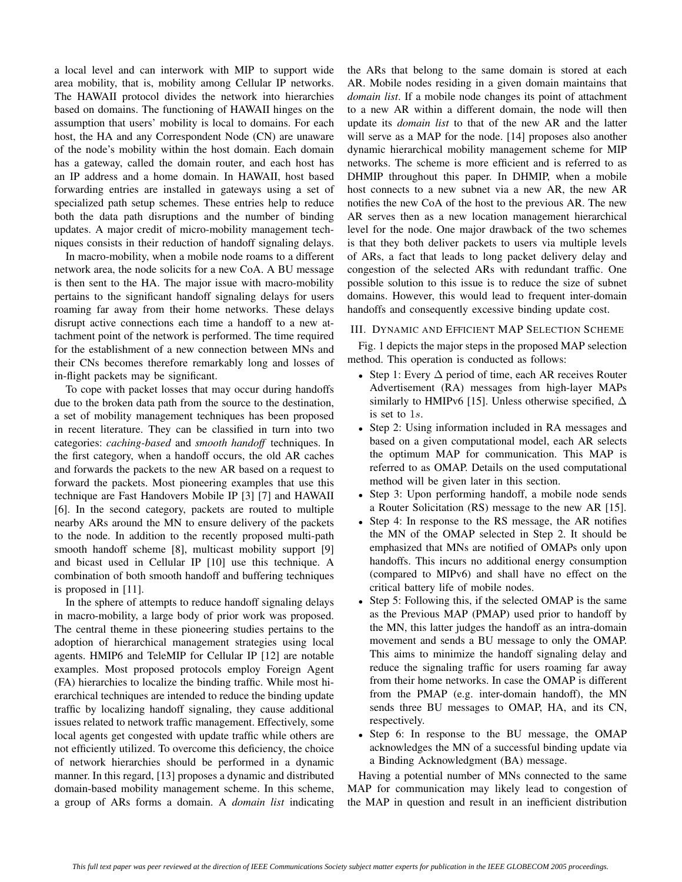a local level and can interwork with MIP to support wide area mobility, that is, mobility among Cellular IP networks. The HAWAII protocol divides the network into hierarchies based on domains. The functioning of HAWAII hinges on the assumption that users' mobility is local to domains. For each host, the HA and any Correspondent Node (CN) are unaware of the node's mobility within the host domain. Each domain has a gateway, called the domain router, and each host has an IP address and a home domain. In HAWAII, host based forwarding entries are installed in gateways using a set of specialized path setup schemes. These entries help to reduce both the data path disruptions and the number of binding updates. A major credit of micro-mobility management techniques consists in their reduction of handoff signaling delays.

In macro-mobility, when a mobile node roams to a different network area, the node solicits for a new CoA. A BU message is then sent to the HA. The major issue with macro-mobility pertains to the significant handoff signaling delays for users roaming far away from their home networks. These delays disrupt active connections each time a handoff to a new attachment point of the network is performed. The time required for the establishment of a new connection between MNs and their CNs becomes therefore remarkably long and losses of in-flight packets may be significant.

To cope with packet losses that may occur during handoffs due to the broken data path from the source to the destination, a set of mobility management techniques has been proposed in recent literature. They can be classified in turn into two categories: *caching-based* and *smooth handoff* techniques. In the first category, when a handoff occurs, the old AR caches and forwards the packets to the new AR based on a request to forward the packets. Most pioneering examples that use this technique are Fast Handovers Mobile IP [3] [7] and HAWAII [6]. In the second category, packets are routed to multiple nearby ARs around the MN to ensure delivery of the packets to the node. In addition to the recently proposed multi-path smooth handoff scheme [8], multicast mobility support [9] and bicast used in Cellular IP [10] use this technique. A combination of both smooth handoff and buffering techniques is proposed in [11].

In the sphere of attempts to reduce handoff signaling delays in macro-mobility, a large body of prior work was proposed. The central theme in these pioneering studies pertains to the adoption of hierarchical management strategies using local agents. HMIP6 and TeleMIP for Cellular IP [12] are notable examples. Most proposed protocols employ Foreign Agent (FA) hierarchies to localize the binding traffic. While most hierarchical techniques are intended to reduce the binding update traffic by localizing handoff signaling, they cause additional issues related to network traffic management. Effectively, some local agents get congested with update traffic while others are not efficiently utilized. To overcome this deficiency, the choice of network hierarchies should be performed in a dynamic manner. In this regard, [13] proposes a dynamic and distributed domain-based mobility management scheme. In this scheme, a group of ARs forms a domain. A *domain list* indicating the ARs that belong to the same domain is stored at each AR. Mobile nodes residing in a given domain maintains that *domain list*. If a mobile node changes its point of attachment to a new AR within a different domain, the node will then update its *domain list* to that of the new AR and the latter will serve as a MAP for the node. [14] proposes also another dynamic hierarchical mobility management scheme for MIP networks. The scheme is more efficient and is referred to as DHMIP throughout this paper. In DHMIP, when a mobile host connects to a new subnet via a new AR, the new AR notifies the new CoA of the host to the previous AR. The new AR serves then as a new location management hierarchical level for the node. One major drawback of the two schemes is that they both deliver packets to users via multiple levels of ARs, a fact that leads to long packet delivery delay and congestion of the selected ARs with redundant traffic. One possible solution to this issue is to reduce the size of subnet domains. However, this would lead to frequent inter-domain handoffs and consequently excessive binding update cost.

## III. Dynamic and Efficient MAP Selection Scheme

Fig. 1 depicts the major steps in the proposed MAP selection method. This operation is conducted as follows:

- Step 1: Every $\Delta$ period of time, each AR receives Router Advertisement (RA) messages from high-layer MAPs similarly to HMIPv6 [15]. Unless otherwise specified, $\Delta$ is set to $1s$.
- Step 2: Using information included in RA messages and based on a given computational model, each AR selects the optimum MAP for communication. This MAP is referred to as OMAP. Details on the used computational method will be given later in this section.
- Step 3: Upon performing handoff, a mobile node sends a Router Solicitation (RS) message to the new AR [15].
- Step 4: In response to the RS message, the AR notifies the MN of the OMAP selected in Step 2. It should be emphasized that MNs are notified of OMAPs only upon handoffs. This incurs no additional energy consumption (compared to MIPv6) and shall have no effect on the critical battery life of mobile nodes.
- Step 5: Following this, if the selected OMAP is the same as the Previous MAP (PMAP) used prior to handoff by the MN, this latter judges the handoff as an intra-domain movement and sends a BU message to only the OMAP. This aims to minimize the handoff signaling delay and reduce the signaling traffic for users roaming far away from their home networks. In case the OMAP is different from the PMAP (e.g. inter-domain handoff), the MN sends three BU messages to OMAP, HA, and its CN, respectively.
- Step 6: In response to the BU message, the OMAP acknowledges the MN of a successful binding update via a Binding Acknowledgment (BA) message.

Having a potential number of MNs connected to the same MAP for communication may likely lead to congestion of the MAP in question and result in an inefficient distribution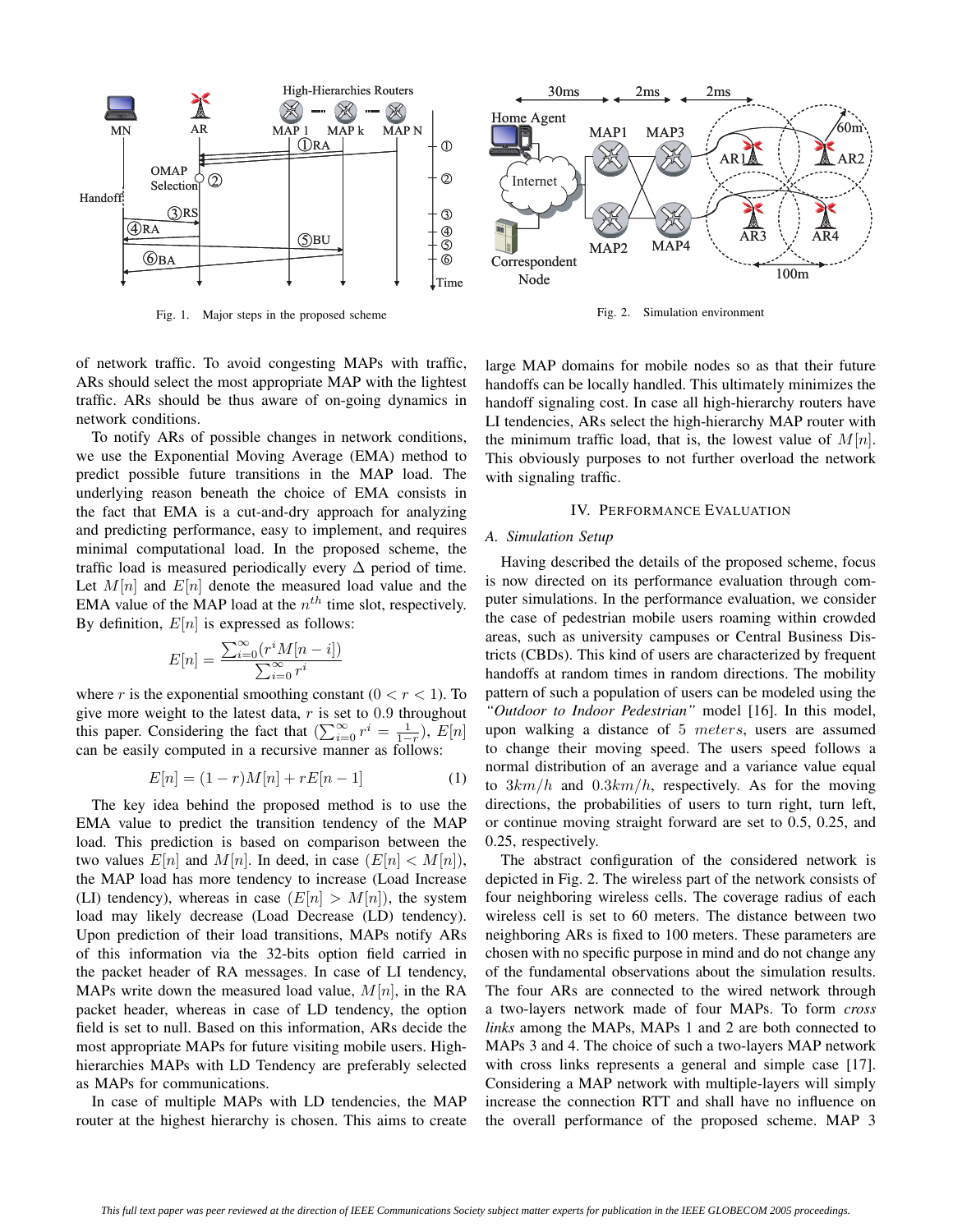Fig. 1. Major steps in the proposed scheme

Fig. 2. Simulation environment

of network traffic. To avoid congesting MAPs with traffic, ARs should select the most appropriate MAP with the lightest traffic. ARs should be thus aware of on-going dynamics in network conditions.

To notify ARs of possible changes in network conditions, we use the Exponential Moving Average (EMA) method to predict possible future transitions in the MAP load. The underlying reason beneath the choice of EMA consists in the fact that EMA is a cut-and-dry approach for analyzing and predicting performance, easy to implement, and requires minimal computational load. In the proposed scheme, the traffic load is measured periodically every $\Delta$ period of time. Let $M[n]$ and $E[n]$ denote the measured load value and the EMA value of the MAP load at the $n^{th}$ time slot, respectively. By definition, $E[n]$ is expressed as follows:

$$E[n] = \frac{\sum_{i=0}^{\infty}(r^i M[n-i])}{\sum_{i=0}^{\infty} r^i}$$

where $r$ is the exponential smoothing constant ($0 < r < 1$). To give more weight to the latest data, $r$ is set to 0.9 throughout this paper. Considering the fact that ($\sum_{i=0}^{\infty} r^i = \frac{1}{1-r}$), $E[n]$ can be easily computed in a recursive manner as follows:

$$E[n] = (1-r)M[n] + rE[n-1] \tag{1}$$

The key idea behind the proposed method is to use the EMA value to predict the transition tendency of the MAP load. This prediction is based on comparison between the two values $E[n]$ and $M[n]$. In deed, in case ($E[n] < M[n]$), the MAP load has more tendency to increase (Load Increase (LI) tendency), whereas in case ($E[n] > M[n]$), the system load may likely decrease (Load Decrease (LD) tendency). Upon prediction of their load transitions, MAPs notify ARs of this information via the 32-bits option field carried in the packet header of RA messages. In case of LI tendency, MAPs write down the measured load value, $M[n]$, in the RA packet header, whereas in case of LD tendency, the option field is set to null. Based on this information, ARs decide the most appropriate MAPs for future visiting mobile users. High-hierarchies MAPs with LD Tendency are preferably selected as MAPs for communications.

In case of multiple MAPs with LD tendencies, the MAP router at the highest hierarchy is chosen. This aims to create large MAP domains for mobile nodes so as that their future handoffs can be locally handled. This ultimately minimizes the handoff signaling cost. In case all high-hierarchy routers have LI tendencies, ARs select the high-hierarchy MAP router with the minimum traffic load, that is, the lowest value of $M[n]$. This obviously purposes to not further overload the network with signaling traffic.

## IV. Performance Evaluation

### A. Simulation Setup

Having described the details of the proposed scheme, focus is now directed on its performance evaluation through computer simulations. In the performance evaluation, we consider the case of pedestrian mobile users roaming within crowded areas, such as university campuses or Central Business Districts (CBDs). This kind of users are characterized by frequent handoffs at random times in random directions. The mobility pattern of such a population of users can be modeled using the *"Outdoor to Indoor Pedestrian"* model [16]. In this model, upon walking a distance of 5 $meters$, users are assumed to change their moving speed. The users speed follows a normal distribution of an average and a variance value equal to $3km/h$ and $0.3km/h$, respectively. As for the moving directions, the probabilities of users to turn right, turn left, or continue moving straight forward are set to 0.5, 0.25, and 0.25, respectively.

The abstract configuration of the considered network is depicted in Fig. 2. The wireless part of the network consists of four neighboring wireless cells. The coverage radius of each wireless cell is set to 60 meters. The distance between two neighboring ARs is fixed to 100 meters. These parameters are chosen with no specific purpose in mind and do not change any of the fundamental observations about the simulation results. The four ARs are connected to the wired network through a two-layers network made of four MAPs. To form *cross links* among the MAPs, MAPs 1 and 2 are both connected to MAPs 3 and 4. The choice of such a two-layers MAP network with cross links represents a general and simple case [17]. Considering a MAP network with multiple-layers will simply increase the connection RTT and shall have no influence on the overall performance of the proposed scheme. MAP 3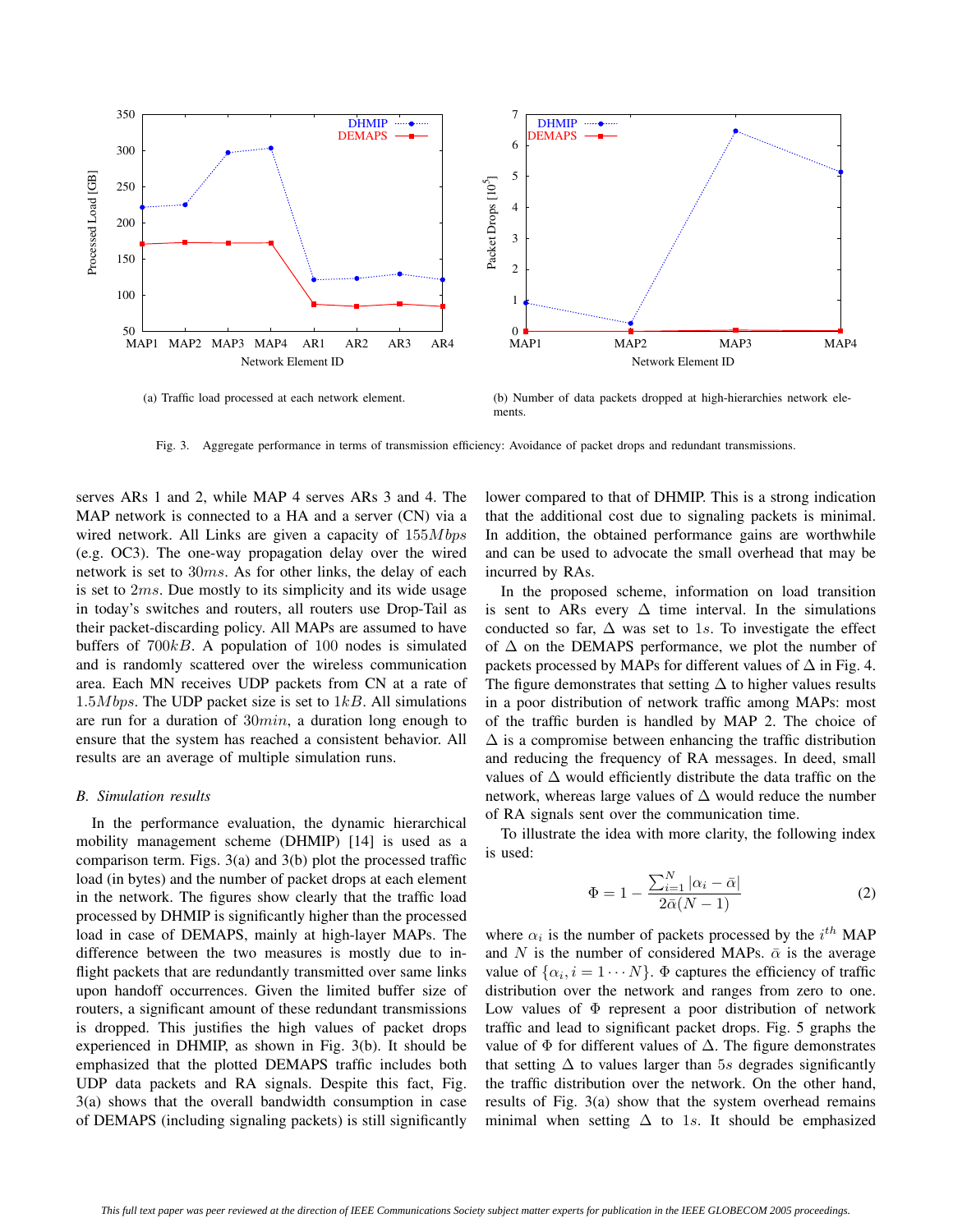(a) Traffic load processed at each network element.

(b) Number of data packets dropped at high-hierarchies network elements.

Fig. 3. Aggregate performance in terms of transmission efficiency: Avoidance of packet drops and redundant transmissions.

serves ARs 1 and 2, while MAP 4 serves ARs 3 and 4. The MAP network is connected to a HA and a server (CN) via a wired network. All Links are given a capacity of $155Mbps$ (e.g. OC3). The one-way propagation delay over the wired network is set to $30ms$. As for other links, the delay of each is set to $2ms$. Due mostly to its simplicity and its wide usage in today's switches and routers, all routers use Drop-Tail as their packet-discarding policy. All MAPs are assumed to have buffers of $700kB$. A population of 100 nodes is simulated and is randomly scattered over the wireless communication area. Each MN receives UDP packets from CN at a rate of $1.5Mbps$. The UDP packet size is set to $1kB$. All simulations are run for a duration of $30min$, a duration long enough to ensure that the system has reached a consistent behavior. All results are an average of multiple simulation runs.

### *B. Simulation results*

In the performance evaluation, the dynamic hierarchical mobility management scheme (DHMIP) [14] is used as a comparison term. Figs. 3(a) and 3(b) plot the processed traffic load (in bytes) and the number of packet drops at each element in the network. The figures show clearly that the traffic load processed by DHMIP is significantly higher than the processed load in case of DEMAPS, mainly at high-layer MAPs. The difference between the two measures is mostly due to in-flight packets that are redundantly transmitted over same links upon handoff occurrences. Given the limited buffer size of routers, a significant amount of these redundant transmissions is dropped. This justifies the high values of packet drops experienced in DHMIP, as shown in Fig. 3(b). It should be emphasized that the plotted DEMAPS traffic includes both UDP data packets and RA signals. Despite this fact, Fig. 3(a) shows that the overall bandwidth consumption in case of DEMAPS (including signaling packets) is still significantly lower compared to that of DHMIP. This is a strong indication that the additional cost due to signaling packets is minimal. In addition, the obtained performance gains are worthwhile and can be used to advocate the small overhead that may be incurred by RAs.

In the proposed scheme, information on load transition is sent to ARs every $\Delta$ time interval. In the simulations conducted so far, $\Delta$ was set to $1s$. To investigate the effect of $\Delta$ on the DEMAPS performance, we plot the number of packets processed by MAPs for different values of $\Delta$ in Fig. 4. The figure demonstrates that setting $\Delta$ to higher values results in a poor distribution of network traffic among MAPs: most of the traffic burden is handled by MAP 2. The choice of $\Delta$ is a compromise between enhancing the traffic distribution and reducing the frequency of RA messages. In deed, small values of $\Delta$ would efficiently distribute the data traffic on the network, whereas large values of $\Delta$ would reduce the number of RA signals sent over the communication time.

To illustrate the idea with more clarity, the following index is used:

$$\Phi = 1 - \frac{\sum_{i=1}^{N} |\alpha_i - \bar{\alpha}|}{2\bar{\alpha}(N-1)} \tag{2}$$

where $\alpha_i$ is the number of packets processed by the $i^{th}$ MAP and $N$ is the number of considered MAPs. $\bar{\alpha}$ is the average value of $\{\alpha_i, i = 1 \cdots N\}$. $\Phi$ captures the efficiency of traffic distribution over the network and ranges from zero to one. Low values of $\Phi$ represent a poor distribution of network traffic and lead to significant packet drops. Fig. 5 graphs the value of $\Phi$ for different values of $\Delta$. The figure demonstrates that setting $\Delta$ to values larger than $5s$ degrades significantly the traffic distribution over the network. On the other hand, results of Fig. 3(a) show that the system overhead remains minimal when setting $\Delta$ to $1s$. It should be emphasized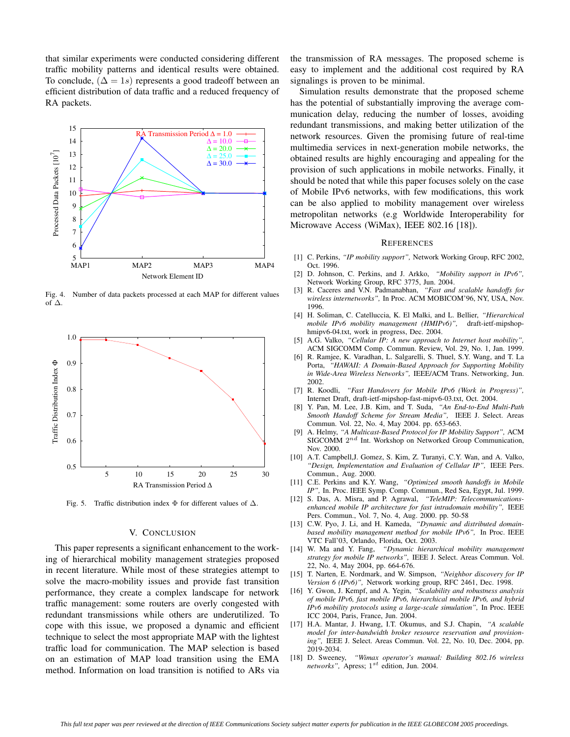that similar experiments were conducted considering different traffic mobility patterns and identical results were obtained. To conclude, ($\Delta = 1s$) represents a good tradeoff between an efficient distribution of data traffic and a reduced frequency of RA packets.

15
14
13
12
11
10
9
8
7
6
5

Processed Data Packets [$10^7$]

RA Transmission Period $\Delta$ = 1.0
$\Delta$ = 10.0
$\Delta$ = 20.0
$\Delta$ = 25.0
$\Delta$ = 30.0

MAP1 MAP2 MAP3 MAP4

Network Element ID

Fig. 4. Number of data packets processed at each MAP for different values of $\Delta$.

1.0
0.9
0.8
0.7
0.6
0.5

Traffic Distribution Index $\Phi$

5 10 15 20 25 30

RA Transmission Period $\Delta$

Fig. 5. Traffic distribution index $\Phi$ for different values of $\Delta$.

## V. Conclusion

This paper represents a significant enhancement to the working of hierarchical mobility management strategies proposed in recent literature. While most of these strategies attempt to solve the macro-mobility issues and provide fast transition performance, they create a complex landscape for network traffic management: some routers are overly congested with redundant transmissions while others are underutilized. To cope with this issue, we proposed a dynamic and efficient technique to select the most appropriate MAP with the lightest traffic load for communication. The MAP selection is based on an estimation of MAP load transition using the EMA method. Information on load transition is notified to ARs via the transmission of RA messages. The proposed scheme is easy to implement and the additional cost required by RA signalings is proven to be minimal.

Simulation results demonstrate that the proposed scheme has the potential of substantially improving the average communication delay, reducing the number of losses, avoiding redundant transmissions, and making better utilization of the network resources. Given the promising future of real-time multimedia services in next-generation mobile networks, the obtained results are highly encouraging and appealing for the provision of such applications in mobile networks. Finally, it should be noted that while this paper focuses solely on the case of Mobile IPv6 networks, with few modifications, this work can be also applied to mobility management over wireless metropolitan networks (e.g Worldwide Interoperability for Microwave Access (WiMax), IEEE 802.16 [18]).

## References

[1] C. Perkins, *"IP mobility support"*, Network Working Group, RFC 2002, Oct. 1996.

[2] D. Johnson, C. Perkins, and J. Arkko, *"Mobility support in IPv6"*, Network Working Group, RFC 3775, Jun. 2004.

[3] R. Caceres and V.N. Padmanabhan, *"Fast and scalable handoffs for wireless internetworks"*, In Proc. ACM MOBICOM'96, NY, USA, Nov. 1996.

[4] H. Soliman, C. Catelluccia, K. El Malki, and L. Bellier, *"Hierarchical mobile IPv6 mobility management (HMIPv6)"*, draft-ietf-mipshop-hmipv6-04.txt, work in progress, Dec. 2004.

[5] A.G. Valko, *"Cellular IP: A new approach to Internet host mobility"*, ACM SIGCOMM Comp. Commun. Review, Vol. 29, No. 1, Jan. 1999.

[6] R. Ramjee, K. Varadhan, L. Salgarelli, S. Thuel, S.Y. Wang, and T. La Porta, *"HAWAII: A Domain-Based Approach for Supporting Mobility in Wide-Area Wireless Networks"*, IEEE/ACM Trans. Networking, Jun. 2002.

[7] R. Koodli, *"Fast Handovers for Mobile IPv6 (Work in Progress)"*, Internet Draft, draft-ietf-mipshop-fast-mipv6-03.txt, Oct. 2004.

[8] Y. Pan, M. Lee, J.B. Kim, and T. Suda, *"An End-to-End Multi-Path Smooth Handoff Scheme for Stream Media"*, IEEE J. Select. Areas Commun. Vol. 22, No. 4, May 2004. pp. 653-663.

[9] A. Helmy, *"A Multicast-Based Protocol for IP Mobility Support"*, ACM SIGCOMM $2^{nd}$ Int. Workshop on Networked Group Communication, Nov. 2000.

[10] A.T. Campbell,J. Gomez, S. Kim, Z. Turanyi, C.Y. Wan, and A. Valko, *"Design, Implementation and Evaluation of Cellular IP"*, IEEE Pers. Commun., Aug. 2000.

[11] C.E. Perkins and K.Y. Wang, *"Optimized smooth handoffs in Mobile IP"*, In. Proc. IEEE Symp. Comp. Commun., Red Sea, Egypt, Jul. 1999.

[12] S. Das, A. Misra, and P. Agrawal, *"TeleMIP: Telecommunications-enhanced mobile IP architecture for fast intradomain mobility"*, IEEE Pers. Commun., Vol. 7, No. 4, Aug. 2000. pp. 50-58

[13] C.W. Pyo, J. Li, and H. Kameda, *"Dynamic and distributed domain-based mobility management method for mobile IPv6"*, In Proc. IEEE VTC Fall'03, Orlando, Florida, Oct. 2003.

[14] W. Ma and Y. Fang, *"Dynamic hierarchical mobility management strategy for mobile IP networks"*, IEEE J. Select. Areas Commun. Vol. 22, No. 4, May 2004, pp. 664-676.

[15] T. Narten, E. Nordmark, and W. Simpson, *"Neighbor discovery for IP Version 6 (IPv6)"*, Network working group, RFC 2461, Dec. 1998.

[16] Y. Gwon, J. Kempf, and A. Yegin, *"Scalability and robustness analysis of mobile IPv6, fast mobile IPv6, hierarchical mobile IPv6, and hybrid IPv6 mobility protocols using a large-scale simulation"*, In Proc. IEEE ICC 2004, Paris, France, Jun. 2004.

[17] H.A. Mantar, J. Hwang, I.T. Okumus, and S.J. Chapin, *"A scalable model for inter-bandwidth broker resource reservation and provisioning"*, IEEE J. Select. Areas Commun. Vol. 22, No. 10, Dec. 2004, pp. 2019-2034.

[18] D. Sweeney, *"Wimax operator's manual: Building 802.16 wireless networks"*, Apress; $1^{st}$ edition, Jun. 2004.